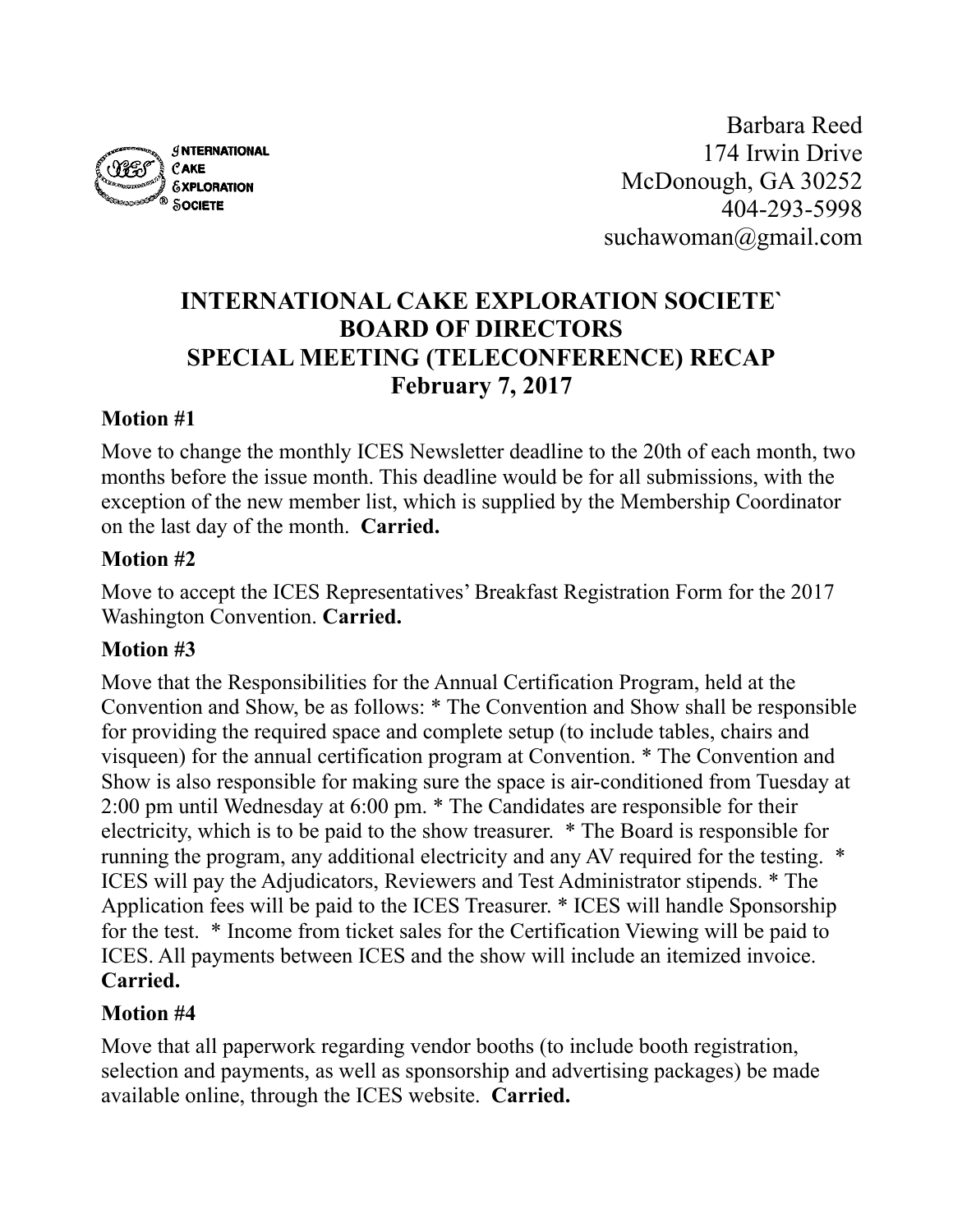INTERNATIONAL CAKE EXPLORATION SOCIETE

Barbara Reed
174 Irwin Drive
McDonough, GA 30252
404-293-5998
suchawoman@gmail.com

# INTERNATIONAL CAKE EXPLORATION SOCIETE`
# BOARD OF DIRECTORS
# SPECIAL MEETING (TELECONFERENCE) RECAP
# February 7, 2017

### Motion #1

Move to change the monthly ICES Newsletter deadline to the 20th of each month, two months before the issue month. This deadline would be for all submissions, with the exception of the new member list, which is supplied by the Membership Coordinator on the last day of the month. **Carried.**

### Motion #2

Move to accept the ICES Representatives' Breakfast Registration Form for the 2017 Washington Convention. **Carried.**

### Motion #3

Move that the Responsibilities for the Annual Certification Program, held at the Convention and Show, be as follows: * The Convention and Show shall be responsible for providing the required space and complete setup (to include tables, chairs and visqueen) for the annual certification program at Convention. * The Convention and Show is also responsible for making sure the space is air-conditioned from Tuesday at 2:00 pm until Wednesday at 6:00 pm. * The Candidates are responsible for their electricity, which is to be paid to the show treasurer. * The Board is responsible for running the program, any additional electricity and any AV required for the testing. * ICES will pay the Adjudicators, Reviewers and Test Administrator stipends. * The Application fees will be paid to the ICES Treasurer. * ICES will handle Sponsorship for the test. * Income from ticket sales for the Certification Viewing will be paid to ICES. All payments between ICES and the show will include an itemized invoice. **Carried.**

### Motion #4

Move that all paperwork regarding vendor booths (to include booth registration, selection and payments, as well as sponsorship and advertising packages) be made available online, through the ICES website. **Carried.**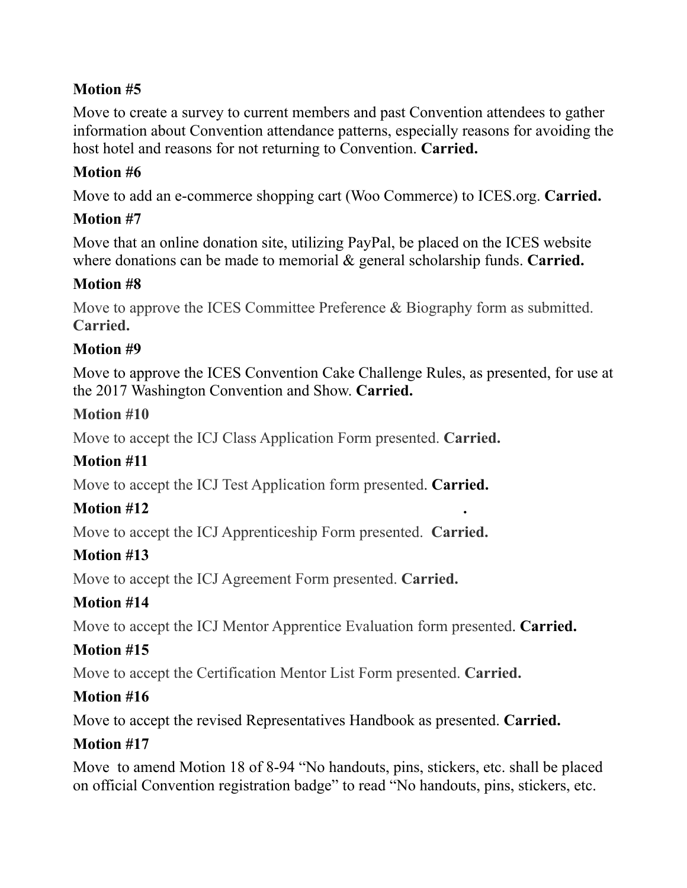**Motion #5**

Move to create a survey to current members and past Convention attendees to gather information about Convention attendance patterns, especially reasons for avoiding the host hotel and reasons for not returning to Convention. **Carried.**

**Motion #6**

Move to add an e-commerce shopping cart (Woo Commerce) to ICES.org. **Carried.**

**Motion #7**

Move that an online donation site, utilizing PayPal, be placed on the ICES website where donations can be made to memorial & general scholarship funds. **Carried.**

**Motion #8**

Move to approve the ICES Committee Preference & Biography form as submitted. **Carried.**

**Motion #9**

Move to approve the ICES Convention Cake Challenge Rules, as presented, for use at the 2017 Washington Convention and Show. **Carried.**

**Motion #10**

Move to accept the ICJ Class Application Form presented. **Carried.**

**Motion #11**

Move to accept the ICJ Test Application form presented. **Carried.**

**Motion #12** .

Move to accept the ICJ Apprenticeship Form presented. **Carried.**

**Motion #13**

Move to accept the ICJ Agreement Form presented. **Carried.**

**Motion #14**

Move to accept the ICJ Mentor Apprentice Evaluation form presented. **Carried.**

**Motion #15**

Move to accept the Certification Mentor List Form presented. **Carried.**

**Motion #16**

Move to accept the revised Representatives Handbook as presented. **Carried.**

**Motion #17**

Move to amend Motion 18 of 8-94 "No handouts, pins, stickers, etc. shall be placed on official Convention registration badge" to read "No handouts, pins, stickers, etc.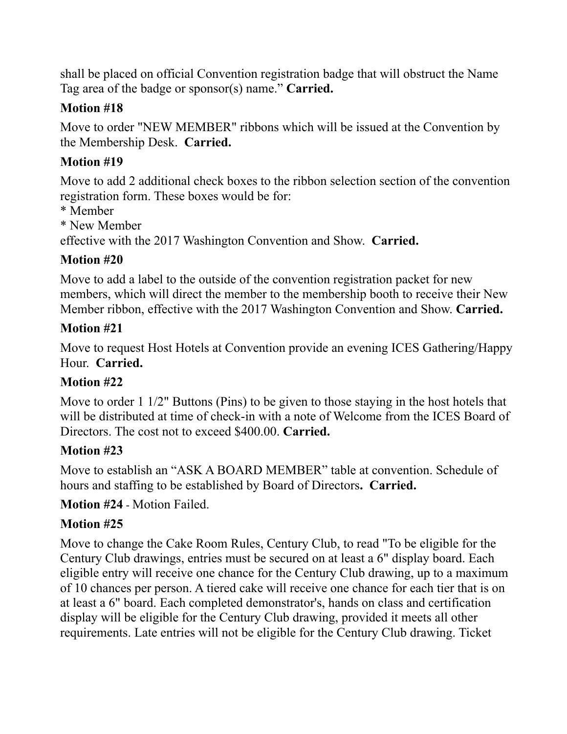shall be placed on official Convention registration badge that will obstruct the Name Tag area of the badge or sponsor(s) name." **Carried.**

**Motion #18**

Move to order "NEW MEMBER" ribbons which will be issued at the Convention by the Membership Desk. **Carried.**

**Motion #19**

Move to add 2 additional check boxes to the ribbon selection section of the convention registration form. These boxes would be for:
* Member
* New Member
effective with the 2017 Washington Convention and Show. **Carried.**

**Motion #20**

Move to add a label to the outside of the convention registration packet for new members, which will direct the member to the membership booth to receive their New Member ribbon, effective with the 2017 Washington Convention and Show. **Carried.**

**Motion #21**

Move to request Host Hotels at Convention provide an evening ICES Gathering/Happy Hour. **Carried.**

**Motion #22**

Move to order 1 1/2" Buttons (Pins) to be given to those staying in the host hotels that will be distributed at time of check-in with a note of Welcome from the ICES Board of Directors. The cost not to exceed $400.00. **Carried.**

**Motion #23**

Move to establish an "ASK A BOARD MEMBER" table at convention. Schedule of hours and staffing to be established by Board of Directors**. Carried.**

**Motion #24** - Motion Failed.

**Motion #25**

Move to change the Cake Room Rules, Century Club, to read "To be eligible for the Century Club drawings, entries must be secured on at least a 6" display board. Each eligible entry will receive one chance for the Century Club drawing, up to a maximum of 10 chances per person. A tiered cake will receive one chance for each tier that is on at least a 6" board. Each completed demonstrator's, hands on class and certification display will be eligible for the Century Club drawing, provided it meets all other requirements. Late entries will not be eligible for the Century Club drawing. Ticket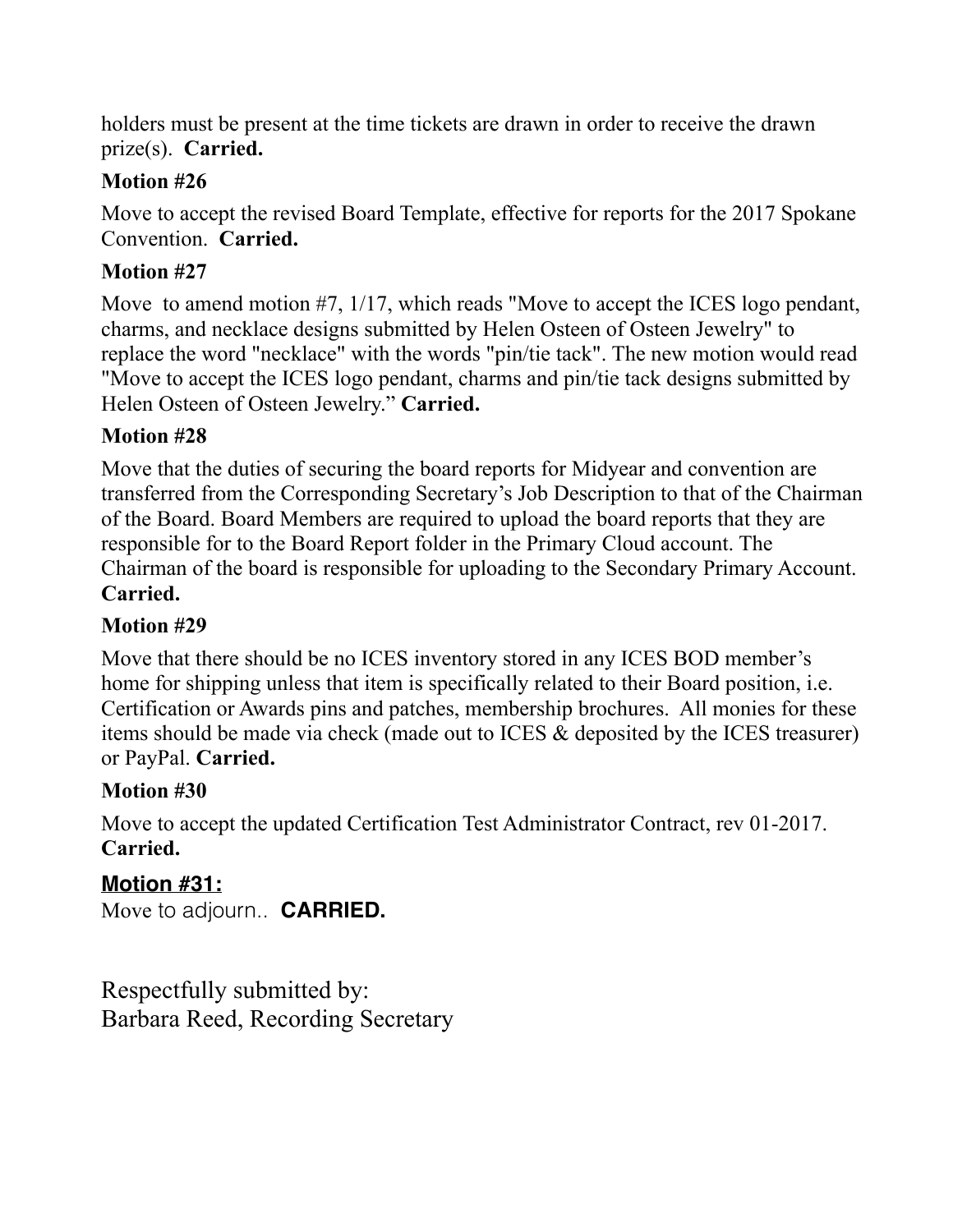holders must be present at the time tickets are drawn in order to receive the drawn prize(s). **Carried.**

**Motion #26**

Move to accept the revised Board Template, effective for reports for the 2017 Spokane Convention. **Carried.**

**Motion #27**

Move to amend motion #7, 1/17, which reads "Move to accept the ICES logo pendant, charms, and necklace designs submitted by Helen Osteen of Osteen Jewelry" to replace the word "necklace" with the words "pin/tie tack". The new motion would read "Move to accept the ICES logo pendant, charms and pin/tie tack designs submitted by Helen Osteen of Osteen Jewelry." **Carried.**

**Motion #28**

Move that the duties of securing the board reports for Midyear and convention are transferred from the Corresponding Secretary's Job Description to that of the Chairman of the Board. Board Members are required to upload the board reports that they are responsible for to the Board Report folder in the Primary Cloud account. The Chairman of the board is responsible for uploading to the Secondary Primary Account. **Carried.**

**Motion #29**

Move that there should be no ICES inventory stored in any ICES BOD member's home for shipping unless that item is specifically related to their Board position, i.e. Certification or Awards pins and patches, membership brochures. All monies for these items should be made via check (made out to ICES & deposited by the ICES treasurer) or PayPal. **Carried.**

**Motion #30**

Move to accept the updated Certification Test Administrator Contract, rev 01-2017. **Carried.**

**Motion #31:**

Move to adjourn.. **CARRIED.**

Respectfully submitted by:
Barbara Reed, Recording Secretary